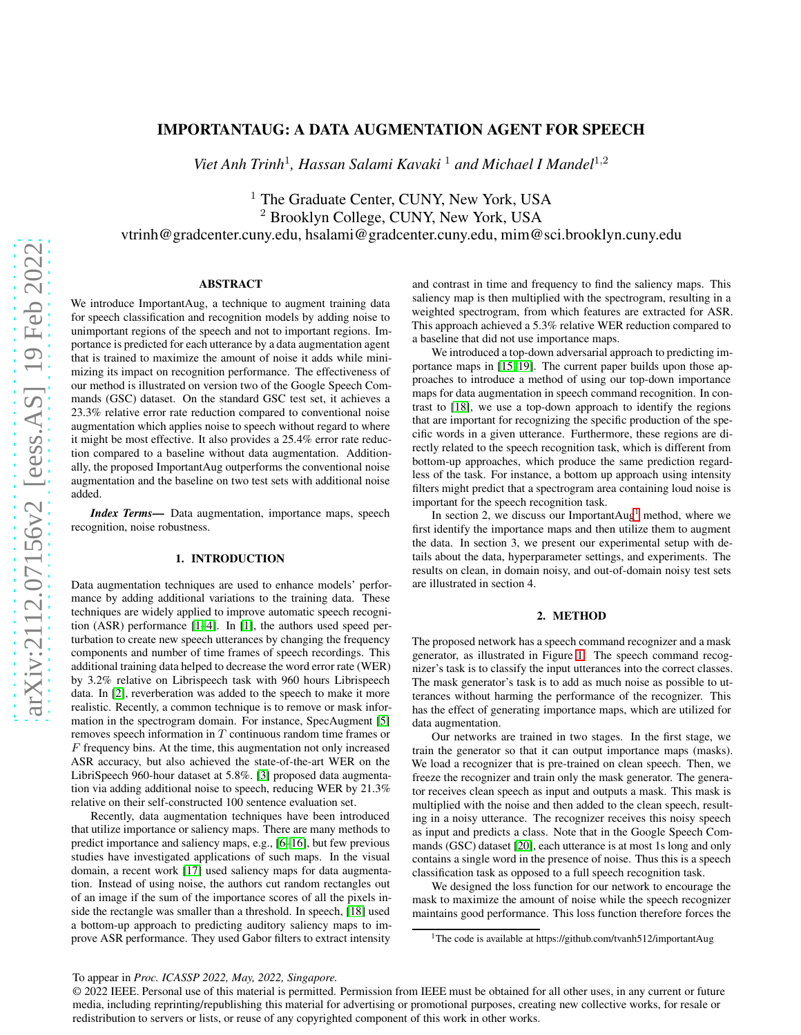# IMPORTANTAUG: A DATA AUGMENTATION AGENT FOR SPEECH

*Viet Anh Trinh*[1], *Hassan Salami Kavaki* [1] *and Michael I Mandel*[1,2]

[1] The Graduate Center, CUNY, New York, USA
[2] Brooklyn College, CUNY, New York, USA
vtrinh@gradcenter.cuny.edu, hsalami@gradcenter.cuny.edu, mim@sci.brooklyn.cuny.edu

## ABSTRACT

We introduce ImportantAug, a technique to augment training data for speech classification and recognition models by adding noise to unimportant regions of the speech and not to important regions. Importance is predicted for each utterance by a data augmentation agent that is trained to maximize the amount of noise it adds while minimizing its impact on recognition performance. The effectiveness of our method is illustrated on version two of the Google Speech Commands (GSC) dataset. On the standard GSC test set, it achieves a 23.3% relative error rate reduction compared to conventional noise augmentation which applies noise to speech without regard to where it might be most effective. It also provides a 25.4% error rate reduction compared to a baseline without data augmentation. Additionally, the proposed ImportantAug outperforms the conventional noise augmentation and the baseline on two test sets with additional noise added.

***Index Terms***— Data augmentation, importance maps, speech recognition, noise robustness.

## 1. INTRODUCTION

Data augmentation techniques are used to enhance models' performance by adding additional variations to the training data. These techniques are widely applied to improve automatic speech recognition (ASR) performance [1–4]. In [1], the authors used speed perturbation to create new speech utterances by changing the frequency components and number of time frames of speech recordings. This additional training data helped to decrease the word error rate (WER) by 3.2% relative on Librispeech task with 960 hours Librispeech data. In [2], reverberation was added to the speech to make it more realistic. Recently, a common technique is to remove or mask information in the spectrogram domain. For instance, SpecAugment [5] removes speech information in $T$ continuous random time frames or $F$ frequency bins. At the time, this augmentation not only increased ASR accuracy, but also achieved the state-of-the-art WER on the LibriSpeech 960-hour dataset at 5.8%. [3] proposed data augmentation via adding additional noise to speech, reducing WER by 21.3% relative on their self-constructed 100 sentence evaluation set.

Recently, data augmentation techniques have been introduced that utilize importance or saliency maps. There are many methods to predict importance and saliency maps, e.g., [6–16], but few previous studies have investigated applications of such maps. In the visual domain, a recent work [17] used saliency maps for data augmentation. Instead of using noise, the authors cut random rectangles out of an image if the sum of the importance scores of all the pixels inside the rectangle was smaller than a threshold. In speech, [18] used a bottom-up approach to predicting auditory saliency maps to improve ASR performance. They used Gabor filters to extract intensity and contrast in time and frequency to find the saliency maps. This saliency map is then multiplied with the spectrogram, resulting in a weighted spectrogram, from which features are extracted for ASR. This approach achieved a 5.3% relative WER reduction compared to a baseline that did not use importance maps.

We introduced a top-down adversarial approach to predicting importance maps in [15, 19]. The current paper builds upon those approaches to introduce a method of using our top-down importance maps for data augmentation in speech command recognition. In contrast to [18], we use a top-down approach to identify the regions that are important for recognizing the specific production of the specific words in a given utterance. Furthermore, these regions are directly related to the speech recognition task, which is different from bottom-up approaches, which produce the same prediction regardless of the task. For instance, a bottom up approach using intensity filters might predict that a spectrogram area containing loud noise is important for the speech recognition task.

In section 2, we discuss our ImportantAug[1] method, where we first identify the importance maps and then utilize them to augment the data. In section 3, we present our experimental setup with details about the data, hyperparameter settings, and experiments. The results on clean, in domain noisy, and out-of-domain noisy test sets are illustrated in section 4.

## 2. METHOD

The proposed network has a speech command recognizer and a mask generator, as illustrated in Figure 1. The speech command recognizer's task is to classify the input utterances into the correct classes. The mask generator's task is to add as much noise as possible to utterances without harming the performance of the recognizer. This has the effect of generating importance maps, which are utilized for data augmentation.

Our networks are trained in two stages. In the first stage, we train the generator so that it can output importance maps (masks). We load a recognizer that is pre-trained on clean speech. Then, we freeze the recognizer and train only the mask generator. The generator receives clean speech as input and outputs a mask. This mask is multiplied with the noise and then added to the clean speech, resulting in a noisy utterance. The recognizer receives this noisy speech as input and predicts a class. Note that in the Google Speech Commands (GSC) dataset [20], each utterance is at most 1s long and only contains a single word in the presence of noise. Thus this is a speech classification task as opposed to a full speech recognition task.

We designed the loss function for our network to encourage the mask to maximize the amount of noise while the speech recognizer maintains good performance. This loss function therefore forces the

[1] The code is available at https://github.com/tvanh512/importantAug

To appear in *Proc. ICASSP 2022, May, 2022, Singapore.*
© 2022 IEEE. Personal use of this material is permitted. Permission from IEEE must be obtained for all other uses, in any current or future media, including reprinting/republishing this material for advertising or promotional purposes, creating new collective works, for resale or redistribution to servers or lists, or reuse of any copyrighted component of this work in other works.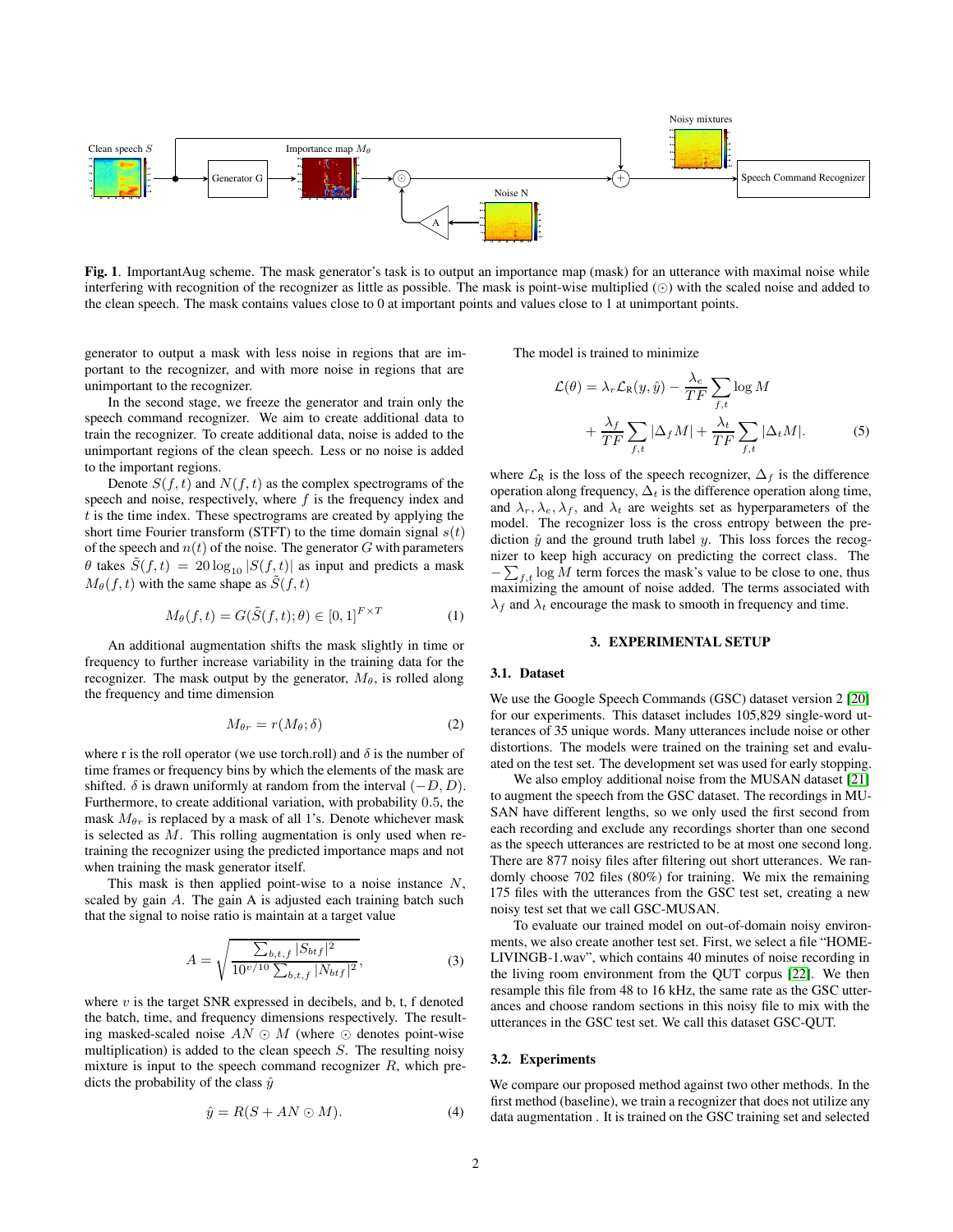**Fig. 1**. ImportantAug scheme. The mask generator's task is to output an importance map (mask) for an utterance with maximal noise while interfering with recognition of the recognizer as little as possible. The mask is point-wise multiplied ($\odot$) with the scaled noise and added to the clean speech. The mask contains values close to 0 at important points and values close to 1 at unimportant points.

generator to output a mask with less noise in regions that are important to the recognizer, and with more noise in regions that are unimportant to the recognizer.

In the second stage, we freeze the generator and train only the speech command recognizer. We aim to create additional data to train the recognizer. To create additional data, noise is added to the unimportant regions of the clean speech. Less or no noise is added to the important regions.

Denote $S(f, t)$ and $N(f, t)$ as the complex spectrograms of the speech and noise, respectively, where $f$ is the frequency index and $t$ is the time index. These spectrograms are created by applying the short time Fourier transform (STFT) to the time domain signal $s(t)$ of the speech and $n(t)$ of the noise. The generator $G$ with parameters $\theta$ takes $\tilde{S}(f, t) = 20 \log_{10} |S(f, t)|$ as input and predicts a mask $M_\theta(f, t)$ with the same shape as $\tilde{S}(f, t)$

$$M_\theta(f, t) = G(\tilde{S}(f, t); \theta) \in [0, 1]^{F \times T} \tag{1}$$

An additional augmentation shifts the mask slightly in time or frequency to further increase variability in the training data for the recognizer. The mask output by the generator, $M_\theta$, is rolled along the frequency and time dimension

$$M_{\theta r} = r(M_\theta; \delta) \tag{2}$$

where r is the roll operator (we use torch.roll) and $\delta$ is the number of time frames or frequency bins by which the elements of the mask are shifted. $\delta$ is drawn uniformly at random from the interval $(-D, D)$. Furthermore, to create additional variation, with probability 0.5, the mask $M_{\theta r}$ is replaced by a mask of all 1's. Denote whichever mask is selected as $M$. This rolling augmentation is only used when retraining the recognizer using the predicted importance maps and not when training the mask generator itself.

This mask is then applied point-wise to a noise instance $N$, scaled by gain $A$. The gain A is adjusted each training batch such that the signal to noise ratio is maintain at a target value

$$A = \sqrt{\frac{\sum_{b,t,f} |S_{btf}|^2}{10^{v/10} \sum_{b,t,f} |N_{btf}|^2}}, \tag{3}$$

where $v$ is the target SNR expressed in decibels, and b, t, f denoted the batch, time, and frequency dimensions respectively. The resulting masked-scaled noise $AN \odot M$ (where $\odot$ denotes point-wise multiplication) is added to the clean speech $S$. The resulting noisy mixture is input to the speech command recognizer $R$, which predicts the probability of the class $\hat{y}$

$$\hat{y} = R(S + AN \odot M). \tag{4}$$

The model is trained to minimize

$$\mathcal{L}(\theta) = \lambda_r \mathcal{L}_{\text{R}}(y, \hat{y}) - \frac{\lambda_e}{TF} \sum_{f,t} \log M + \frac{\lambda_f}{TF} \sum_{f,t} |\Delta_f M| + \frac{\lambda_t}{TF} \sum_{f,t} |\Delta_t M|. \tag{5}$$

where $\mathcal{L}_{\text{R}}$ is the loss of the speech recognizer, $\Delta_f$ is the difference operation along frequency, $\Delta_t$ is the difference operation along time, and $\lambda_r, \lambda_e, \lambda_f$, and $\lambda_t$ are weights set as hyperparameters of the model. The recognizer loss is the cross entropy between the prediction $\hat{y}$ and the ground truth label $y$. This loss forces the recognizer to keep high accuracy on predicting the correct class. The $-\sum_{f,t} \log M$ term forces the mask's value to be close to one, thus maximizing the amount of noise added. The terms associated with $\lambda_f$ and $\lambda_t$ encourage the mask to smooth in frequency and time.

# 3. EXPERIMENTAL SETUP

## 3.1. Dataset

We use the Google Speech Commands (GSC) dataset version 2 [20] for our experiments. This dataset includes 105,829 single-word utterances of 35 unique words. Many utterances include noise or other distortions. The models were trained on the training set and evaluated on the test set. The development set was used for early stopping.

We also employ additional noise from the MUSAN dataset [21] to augment the speech from the GSC dataset. The recordings in MUSAN have different lengths, so we only used the first second from each recording and exclude any recordings shorter than one second as the speech utterances are restricted to be at most one second long. There are 877 noisy files after filtering out short utterances. We randomly choose 702 files (80%) for training. We mix the remaining 175 files with the utterances from the GSC test set, creating a new noisy test set that we call GSC-MUSAN.

To evaluate our trained model on out-of-domain noisy environments, we also create another test set. First, we select a file "HOME-LIVINGB-1.wav", which contains 40 minutes of noise recording in the living room environment from the QUT corpus [22]. We then resample this file from 48 to 16 kHz, the same rate as the GSC utterances and choose random sections in this noisy file to mix with the utterances in the GSC test set. We call this dataset GSC-QUT.

## 3.2. Experiments

We compare our proposed method against two other methods. In the first method (baseline), we train a recognizer that does not utilize any data augmentation . It is trained on the GSC training set and selected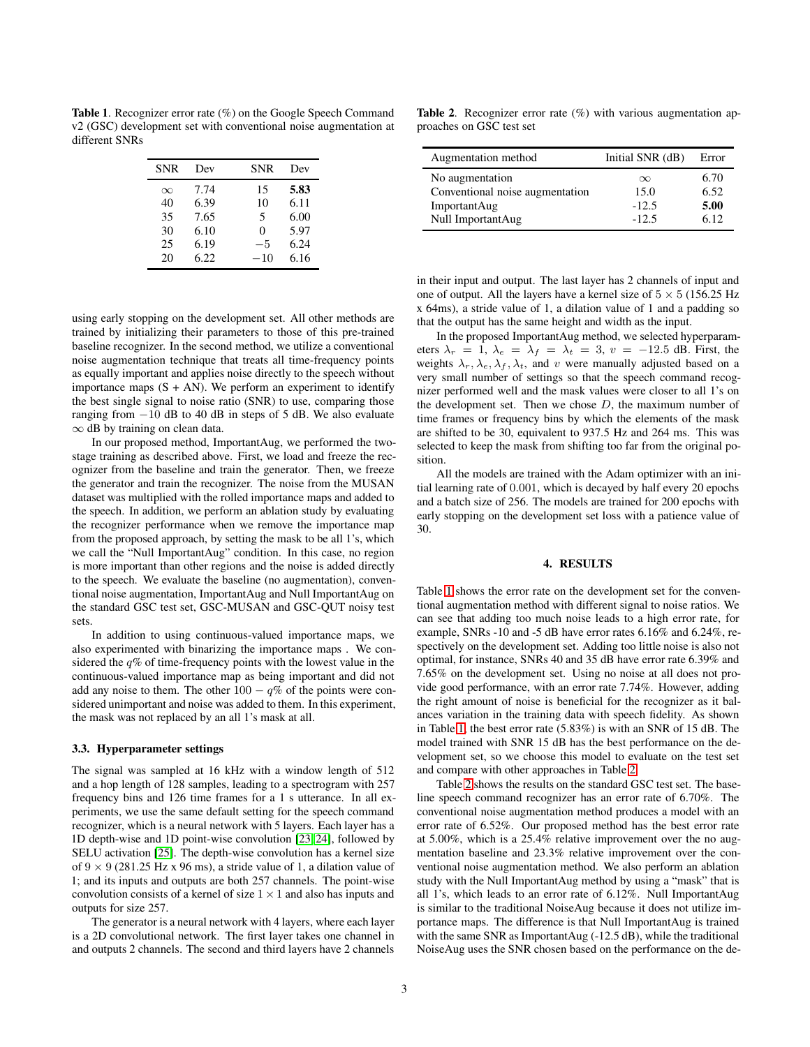**Table 1**. Recognizer error rate (%) on the Google Speech Command v2 (GSC) development set with conventional noise augmentation at different SNRs

| SNR | Dev | SNR | Dev |
|---|---|---|---|
| $\infty$ | 7.74 | 15 | **5.83** |
| 40 | 6.39 | 10 | 6.11 |
| 35 | 7.65 | 5 | 6.00 |
| 30 | 6.10 | 0 | 5.97 |
| 25 | 6.19 | $-5$ | 6.24 |
| 20 | 6.22 | $-10$ | 6.16 |

using early stopping on the development set. All other methods are trained by initializing their parameters to those of this pre-trained baseline recognizer. In the second method, we utilize a conventional noise augmentation technique that treats all time-frequency points as equally important and applies noise directly to the speech without importance maps (S + AN). We perform an experiment to identify the best single signal to noise ratio (SNR) to use, comparing those ranging from $-10$ dB to 40 dB in steps of 5 dB. We also evaluate $\infty$ dB by training on clean data.

In our proposed method, ImportantAug, we performed the two-stage training as described above. First, we load and freeze the recognizer from the baseline and train the generator. Then, we freeze the generator and train the recognizer. The noise from the MUSAN dataset was multiplied with the rolled importance maps and added to the speech. In addition, we perform an ablation study by evaluating the recognizer performance when we remove the importance map from the proposed approach, by setting the mask to be all 1's, which we call the "Null ImportantAug" condition. In this case, no region is more important than other regions and the noise is added directly to the speech. We evaluate the baseline (no augmentation), conventional noise augmentation, ImportantAug and Null ImportantAug on the standard GSC test set, GSC-MUSAN and GSC-QUT noisy test sets.

In addition to using continuous-valued importance maps, we also experimented with binarizing the importance maps . We considered the $q$% of time-frequency points with the lowest value in the continuous-valued importance map as being important and did not add any noise to them. The other $100 - q$% of the points were considered unimportant and noise was added to them. In this experiment, the mask was not replaced by an all 1's mask at all.

### 3.3. Hyperparameter settings

The signal was sampled at 16 kHz with a window length of 512 and a hop length of 128 samples, leading to a spectrogram with 257 frequency bins and 126 time frames for a 1 s utterance. In all experiments, we use the same default setting for the speech command recognizer, which is a neural network with 5 layers. Each layer has a 1D depth-wise and 1D point-wise convolution [23, 24], followed by SELU activation [25]. The depth-wise convolution has a kernel size of $9 \times 9$ (281.25 Hz x 96 ms), a stride value of 1, a dilation value of 1; and its inputs and outputs are both 257 channels. The point-wise convolution consists of a kernel of size $1 \times 1$ and also has inputs and outputs for size 257.

The generator is a neural network with 4 layers, where each layer is a 2D convolutional network. The first layer takes one channel in and outputs 2 channels. The second and third layers have 2 channels in their input and output. The last layer has 2 channels of input and one of output. All the layers have a kernel size of $5 \times 5$ (156.25 Hz x 64ms), a stride value of 1, a dilation value of 1 and a padding so that the output has the same height and width as the input.

In the proposed ImportantAug method, we selected hyperparameters $\lambda_r = 1$, $\lambda_e = \lambda_f = \lambda_t = 3$, $v = -12.5$ dB. First, the weights $\lambda_r, \lambda_e, \lambda_f, \lambda_t$, and $v$ were manually adjusted based on a very small number of settings so that the speech command recognizer performed well and the mask values were closer to all 1's on the development set. Then we chose $D$, the maximum number of time frames or frequency bins by which the elements of the mask are shifted to be 30, equivalent to 937.5 Hz and 264 ms. This was selected to keep the mask from shifting too far from the original position.

All the models are trained with the Adam optimizer with an initial learning rate of 0.001, which is decayed by half every 20 epochs and a batch size of 256. The models are trained for 200 epochs with early stopping on the development set loss with a patience value of 30.

**Table 2**. Recognizer error rate (%) with various augmentation approaches on GSC test set

| Augmentation method | Initial SNR (dB) | Error |
|---|---|---|
| No augmentation | $\infty$ | 6.70 |
| Conventional noise augmentation | 15.0 | 6.52 |
| ImportantAug | -12.5 | **5.00** |
| Null ImportantAug | -12.5 | 6.12 |

## 4. RESULTS

Table 1 shows the error rate on the development set for the conventional augmentation method with different signal to noise ratios. We can see that adding too much noise leads to a high error rate, for example, SNRs -10 and -5 dB have error rates 6.16% and 6.24%, respectively on the development set. Adding too little noise is also not optimal, for instance, SNRs 40 and 35 dB have error rate 6.39% and 7.65% on the development set. Using no noise at all does not provide good performance, with an error rate 7.74%. However, adding the right amount of noise is beneficial for the recognizer as it balances variation in the training data with speech fidelity. As shown in Table 1, the best error rate (5.83%) is with an SNR of 15 dB. The model trained with SNR 15 dB has the best performance on the development set, so we choose this model to evaluate on the test set and compare with other approaches in Table 2.

Table 2 shows the results on the standard GSC test set. The baseline speech command recognizer has an error rate of 6.70%. The conventional noise augmentation method produces a model with an error rate of 6.52%. Our proposed method has the best error rate at 5.00%, which is a 25.4% relative improvement over the no augmentation baseline and 23.3% relative improvement over the conventional noise augmentation method. We also perform an ablation study with the Null ImportantAug method by using a "mask" that is all 1's, which leads to an error rate of 6.12%. Null ImportantAug is similar to the traditional NoiseAug because it does not utilize importance maps. The difference is that Null ImportantAug is trained with the same SNR as ImportantAug (-12.5 dB), while the traditional NoiseAug uses the SNR chosen based on the performance on the de-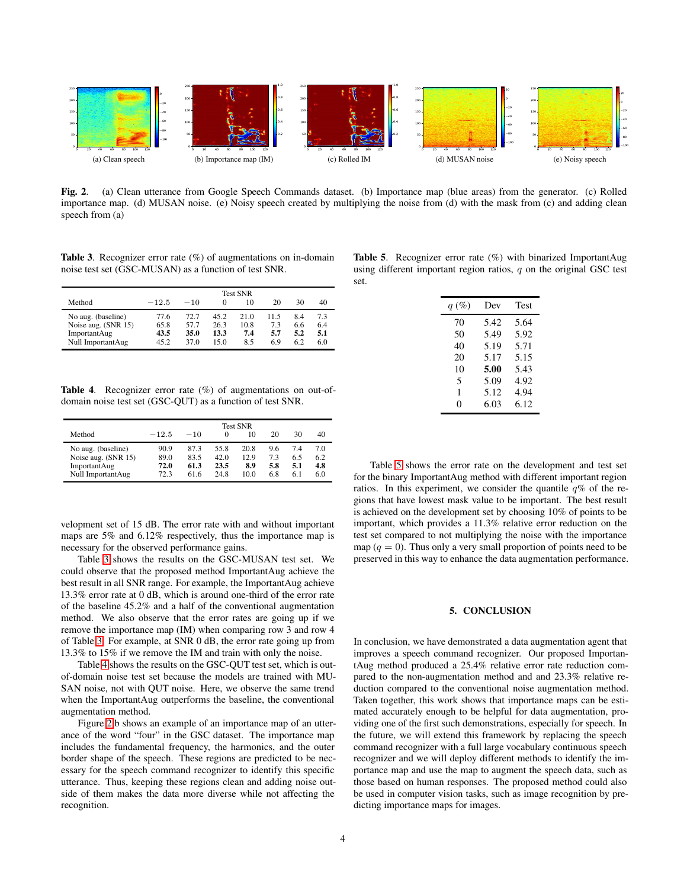(a) Clean speech

(b) Importance map (IM)

(c) Rolled IM

(d) MUSAN noise

(e) Noisy speech

**Fig. 2**. (a) Clean utterance from Google Speech Commands dataset. (b) Importance map (blue areas) from the generator. (c) Rolled importance map. (d) MUSAN noise. (e) Noisy speech created by multiplying the noise from (d) with the mask from (c) and adding clean speech from (a)

**Table 3**. Recognizer error rate (%) of augmentations on in-domain noise test set (GSC-MUSAN) as a function of test SNR.

| Method | Test SNR | | | | | | |
|---|---|---|---|---|---|---|---|
| | $-12.5$ | $-10$ | 0 | 10 | 20 | 30 | 40 |
| No aug. (baseline) | 77.6 | 72.7 | 45.2 | 21.0 | 11.5 | 8.4 | 7.3 |
| Noise aug. (SNR 15) | 65.8 | 57.7 | 26.3 | 10.8 | 7.3 | 6.6 | 6.4 |
| ImportantAug | **43.5** | **35.0** | **13.3** | **7.4** | **5.7** | **5.2** | **5.1** |
| Null ImportantAug | 45.2 | 37.0 | 15.0 | 8.5 | 6.9 | 6.2 | 6.0 |

**Table 4**. Recognizer error rate (%) of augmentations on out-of-domain noise test set (GSC-QUT) as a function of test SNR.

| Method | Test SNR | | | | | | |
|---|---|---|---|---|---|---|---|
| | $-12.5$ | $-10$ | 0 | 10 | 20 | 30 | 40 |
| No aug. (baseline) | 90.9 | 87.3 | 55.8 | 20.8 | 9.6 | 7.4 | 7.0 |
| Noise aug. (SNR 15) | 89.0 | 83.5 | 42.0 | 12.9 | 7.3 | 6.5 | 6.2 |
| ImportantAug | **72.0** | **61.3** | **23.5** | **8.9** | **5.8** | **5.1** | **4.8** |
| Null ImportantAug | 72.3 | 61.6 | 24.8 | 10.0 | 6.8 | 6.1 | 6.0 |

velopment set of 15 dB. The error rate with and without important maps are 5% and 6.12% respectively, thus the importance map is necessary for the observed performance gains.

Table 3 shows the results on the GSC-MUSAN test set. We could observe that the proposed method ImportantAug achieve the best result in all SNR range. For example, the ImportantAug achieve 13.3% error rate at 0 dB, which is around one-third of the error rate of the baseline 45.2% and a half of the conventional augmentation method. We also observe that the error rates are going up if we remove the importance map (IM) when comparing row 3 and row 4 of Table 3. For example, at SNR 0 dB, the error rate going up from 13.3% to 15% if we remove the IM and train with only the noise.

Table 4 shows the results on the GSC-QUT test set, which is out-of-domain noise test set because the models are trained with MUSAN noise, not with QUT noise. Here, we observe the same trend when the ImportantAug outperforms the baseline, the conventional augmentation method.

Figure 2b shows an example of an importance map of an utterance of the word "four" in the GSC dataset. The importance map includes the fundamental frequency, the harmonics, and the outer border shape of the speech. These regions are predicted to be necessary for the speech command recognizer to identify this specific utterance. Thus, keeping these regions clean and adding noise outside of them makes the data more diverse while not affecting the recognition.

**Table 5**. Recognizer error rate (%) with binarized ImportantAug using different important region ratios, $q$ on the original GSC test set.

| $q$ (%) | Dev | Test |
|---|---|---|
| 70 | 5.42 | 5.64 |
| 50 | 5.49 | 5.92 |
| 40 | 5.19 | 5.71 |
| 20 | 5.17 | 5.15 |
| 10 | **5.00** | 5.43 |
| 5 | 5.09 | 4.92 |
| 1 | 5.12 | 4.94 |
| 0 | 6.03 | 6.12 |

Table 5 shows the error rate on the development and test set for the binary ImportantAug method with different important region ratios. In this experiment, we consider the quantile $q$% of the regions that have lowest mask value to be important. The best result is achieved on the development set by choosing 10% of points to be important, which provides a 11.3% relative error reduction on the test set compared to not multiplying the noise with the importance map ($q = 0$). Thus only a very small proportion of points need to be preserved in this way to enhance the data augmentation performance.

## 5. CONCLUSION

In conclusion, we have demonstrated a data augmentation agent that improves a speech command recognizer. Our proposed ImportantAug method produced a 25.4% relative error rate reduction compared to the non-augmentation method and and 23.3% relative reduction compared to the conventional noise augmentation method. Taken together, this work shows that importance maps can be estimated accurately enough to be helpful for data augmentation, providing one of the first such demonstrations, especially for speech. In the future, we will extend this framework by replacing the speech command recognizer with a full large vocabulary continuous speech recognizer and we will deploy different methods to identify the importance map and use the map to augment the speech data, such as those based on human responses. The proposed method could also be used in computer vision tasks, such as image recognition by predicting importance maps for images.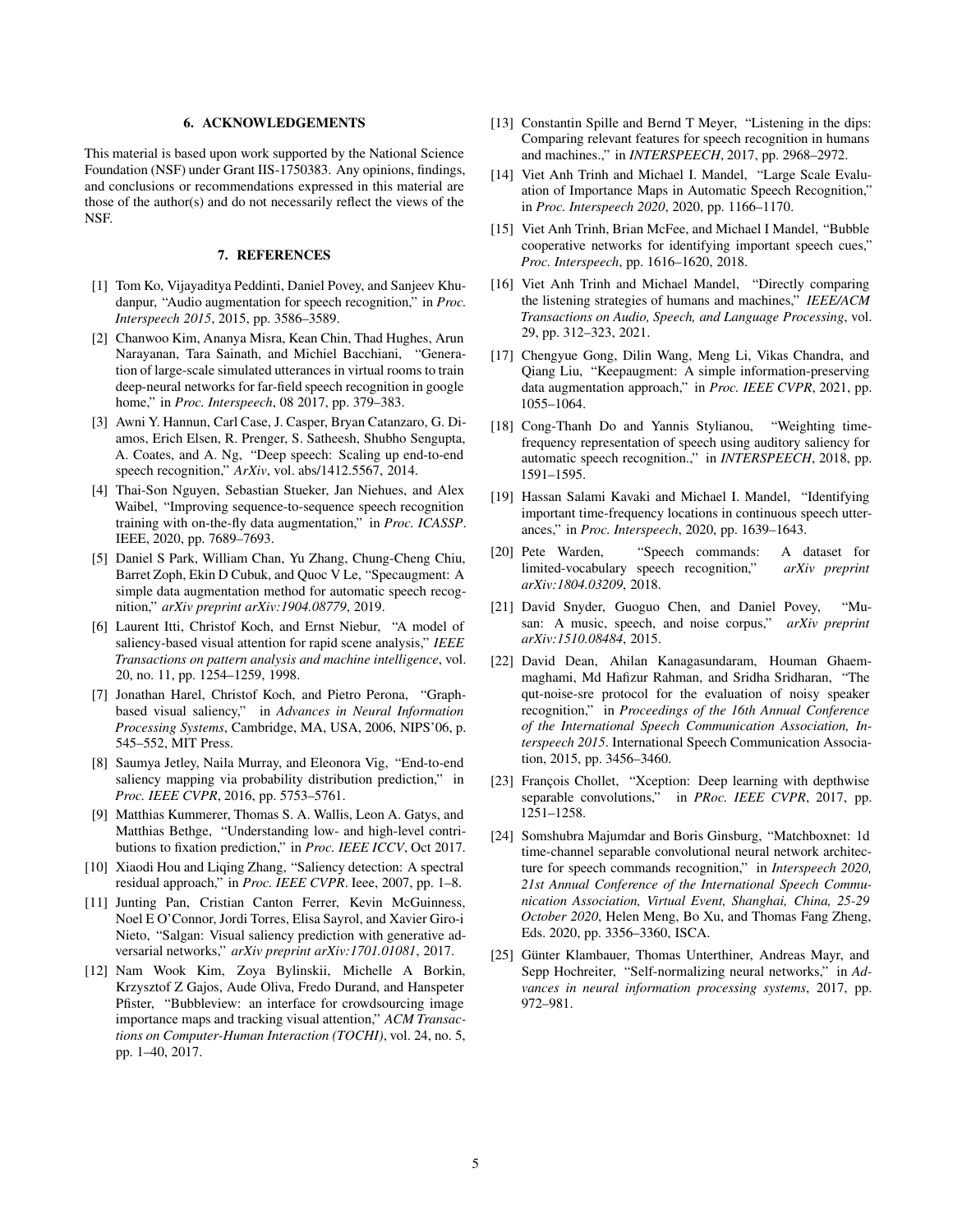## 6. ACKNOWLEDGEMENTS

This material is based upon work supported by the National Science Foundation (NSF) under Grant IIS-1750383. Any opinions, findings, and conclusions or recommendations expressed in this material are those of the author(s) and do not necessarily reflect the views of the NSF.

## 7. REFERENCES

[1] Tom Ko, Vijayaditya Peddinti, Daniel Povey, and Sanjeev Khudanpur, "Audio augmentation for speech recognition," in *Proc. Interspeech 2015*, 2015, pp. 3586–3589.

[2] Chanwoo Kim, Ananya Misra, Kean Chin, Thad Hughes, Arun Narayanan, Tara Sainath, and Michiel Bacchiani, "Generation of large-scale simulated utterances in virtual rooms to train deep-neural networks for far-field speech recognition in google home," in *Proc. Interspeech*, 08 2017, pp. 379–383.

[3] Awni Y. Hannun, Carl Case, J. Casper, Bryan Catanzaro, G. Diamos, Erich Elsen, R. Prenger, S. Satheesh, Shubho Sengupta, A. Coates, and A. Ng, "Deep speech: Scaling up end-to-end speech recognition," *ArXiv*, vol. abs/1412.5567, 2014.

[4] Thai-Son Nguyen, Sebastian Stueker, Jan Niehues, and Alex Waibel, "Improving sequence-to-sequence speech recognition training with on-the-fly data augmentation," in *Proc. ICASSP*. IEEE, 2020, pp. 7689–7693.

[5] Daniel S Park, William Chan, Yu Zhang, Chung-Cheng Chiu, Barret Zoph, Ekin D Cubuk, and Quoc V Le, "Specaugment: A simple data augmentation method for automatic speech recognition," *arXiv preprint arXiv:1904.08779*, 2019.

[6] Laurent Itti, Christof Koch, and Ernst Niebur, "A model of saliency-based visual attention for rapid scene analysis," *IEEE Transactions on pattern analysis and machine intelligence*, vol. 20, no. 11, pp. 1254–1259, 1998.

[7] Jonathan Harel, Christof Koch, and Pietro Perona, "Graph-based visual saliency," in *Advances in Neural Information Processing Systems*, Cambridge, MA, USA, 2006, NIPS'06, p. 545–552, MIT Press.

[8] Saumya Jetley, Naila Murray, and Eleonora Vig, "End-to-end saliency mapping via probability distribution prediction," in *Proc. IEEE CVPR*, 2016, pp. 5753–5761.

[9] Matthias Kummerer, Thomas S. A. Wallis, Leon A. Gatys, and Matthias Bethge, "Understanding low- and high-level contributions to fixation prediction," in *Proc. IEEE ICCV*, Oct 2017.

[10] Xiaodi Hou and Liqing Zhang, "Saliency detection: A spectral residual approach," in *Proc. IEEE CVPR*. Ieee, 2007, pp. 1–8.

[11] Junting Pan, Cristian Canton Ferrer, Kevin McGuinness, Noel E O'Connor, Jordi Torres, Elisa Sayrol, and Xavier Giro-i Nieto, "Salgan: Visual saliency prediction with generative adversarial networks," *arXiv preprint arXiv:1701.01081*, 2017.

[12] Nam Wook Kim, Zoya Bylinskii, Michelle A Borkin, Krzysztof Z Gajos, Aude Oliva, Fredo Durand, and Hanspeter Pfister, "Bubbleview: an interface for crowdsourcing image importance maps and tracking visual attention," *ACM Transactions on Computer-Human Interaction (TOCHI)*, vol. 24, no. 5, pp. 1–40, 2017.

[13] Constantin Spille and Bernd T Meyer, "Listening in the dips: Comparing relevant features for speech recognition in humans and machines.," in *INTERSPEECH*, 2017, pp. 2968–2972.

[14] Viet Anh Trinh and Michael I. Mandel, "Large Scale Evaluation of Importance Maps in Automatic Speech Recognition," in *Proc. Interspeech 2020*, 2020, pp. 1166–1170.

[15] Viet Anh Trinh, Brian McFee, and Michael I Mandel, "Bubble cooperative networks for identifying important speech cues," *Proc. Interspeech*, pp. 1616–1620, 2018.

[16] Viet Anh Trinh and Michael Mandel, "Directly comparing the listening strategies of humans and machines," *IEEE/ACM Transactions on Audio, Speech, and Language Processing*, vol. 29, pp. 312–323, 2021.

[17] Chengyue Gong, Dilin Wang, Meng Li, Vikas Chandra, and Qiang Liu, "Keepaugment: A simple information-preserving data augmentation approach," in *Proc. IEEE CVPR*, 2021, pp. 1055–1064.

[18] Cong-Thanh Do and Yannis Stylianou, "Weighting time-frequency representation of speech using auditory saliency for automatic speech recognition.," in *INTERSPEECH*, 2018, pp. 1591–1595.

[19] Hassan Salami Kavaki and Michael I. Mandel, "Identifying important time-frequency locations in continuous speech utterances," in *Proc. Interspeech*, 2020, pp. 1639–1643.

[20] Pete Warden, "Speech commands: A dataset for limited-vocabulary speech recognition," *arXiv preprint arXiv:1804.03209*, 2018.

[21] David Snyder, Guoguo Chen, and Daniel Povey, "Musan: A music, speech, and noise corpus," *arXiv preprint arXiv:1510.08484*, 2015.

[22] David Dean, Ahilan Kanagasundaram, Houman Ghaemmaghami, Md Hafizur Rahman, and Sridha Sridharan, "The qut-noise-sre protocol for the evaluation of noisy speaker recognition," in *Proceedings of the 16th Annual Conference of the International Speech Communication Association, Interspeech 2015*. International Speech Communication Association, 2015, pp. 3456–3460.

[23] François Chollet, "Xception: Deep learning with depthwise separable convolutions," in *PRoc. IEEE CVPR*, 2017, pp. 1251–1258.

[24] Somshubra Majumdar and Boris Ginsburg, "Matchboxnet: 1d time-channel separable convolutional neural network architecture for speech commands recognition," in *Interspeech 2020, 21st Annual Conference of the International Speech Communication Association, Virtual Event, Shanghai, China, 25-29 October 2020*, Helen Meng, Bo Xu, and Thomas Fang Zheng, Eds. 2020, pp. 3356–3360, ISCA.

[25] Günter Klambauer, Thomas Unterthiner, Andreas Mayr, and Sepp Hochreiter, "Self-normalizing neural networks," in *Advances in neural information processing systems*, 2017, pp. 972–981.